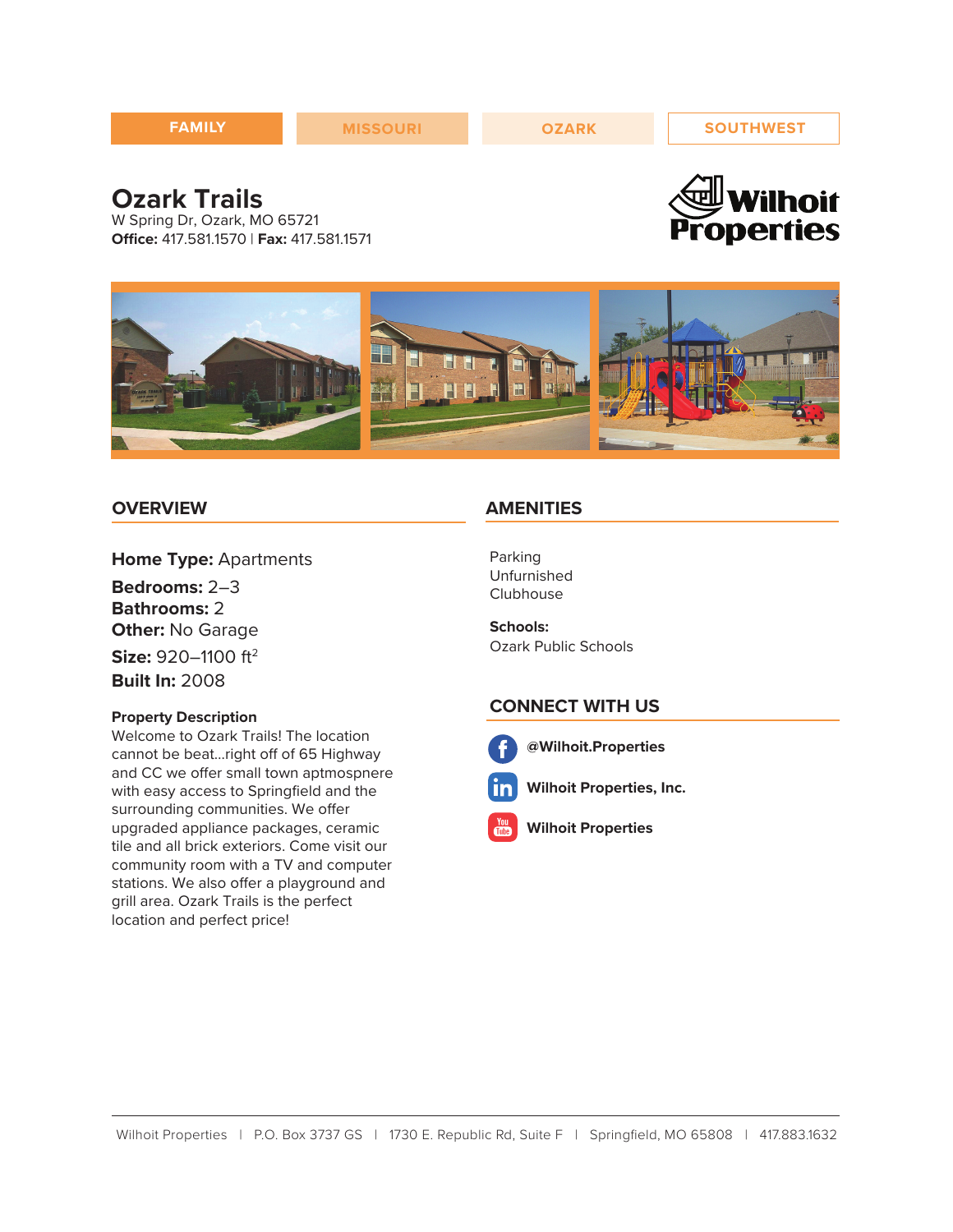FAMILY | MISSOURI | OZARK | SOUTHWEST

# Ozark Trails

W Spring Dr, Ozark, MO 65721
**Office:** 417.581.1570 | **Fax:** 417.581.1571

Wilhoit Properties

## OVERVIEW

**Home Type:** Apartments

**Bedrooms:** 2–3
**Bathrooms:** 2
**Other:** No Garage

**Size:** 920–1100 ft$^2$

**Built In:** 2008

**Property Description**
Welcome to Ozark Trails! The location cannot be beat...right off of 65 Highway and CC we offer small town aptmospnere with easy access to Springfield and the surrounding communities. We offer upgraded appliance packages, ceramic tile and all brick exteriors. Come visit our community room with a TV and computer stations. We also offer a playground and grill area. Ozark Trails is the perfect location and perfect price!

## AMENITIES

Parking
Unfurnished
Clubhouse

**Schools:**
Ozark Public Schools

## CONNECT WITH US

**@Wilhoit.Properties**

**Wilhoit Properties, Inc.**

**Wilhoit Properties**

Wilhoit Properties | P.O. Box 3737 GS | 1730 E. Republic Rd, Suite F | Springfield, MO 65808 | 417.883.1632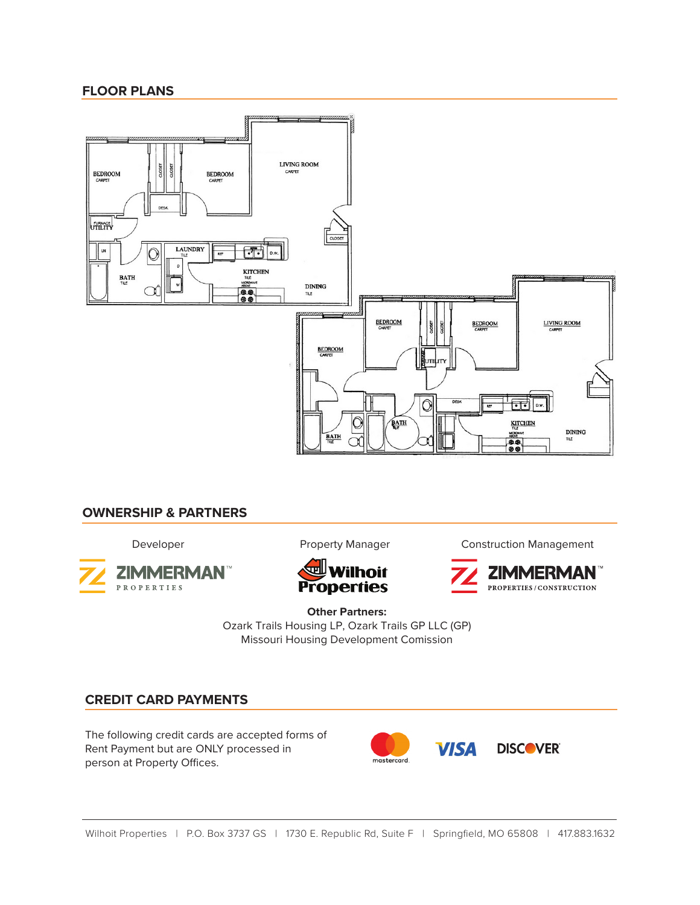## FLOOR PLANS

## OWNERSHIP & PARTNERS

Developer

ZIMMERMAN™
PROPERTIES

Property Manager

Wilhoit Properties

Construction Management

ZIMMERMAN™
PROPERTIES / CONSTRUCTION

**Other Partners:**
Ozark Trails Housing LP, Ozark Trails GP LLC (GP)
Missouri Housing Development Comission

## CREDIT CARD PAYMENTS

The following credit cards are accepted forms of Rent Payment but are ONLY processed in person at Property Offices.

mastercard. VISA DISCOVER

Wilhoit Properties | P.O. Box 3737 GS | 1730 E. Republic Rd, Suite F | Springfield, MO 65808 | 417.883.1632